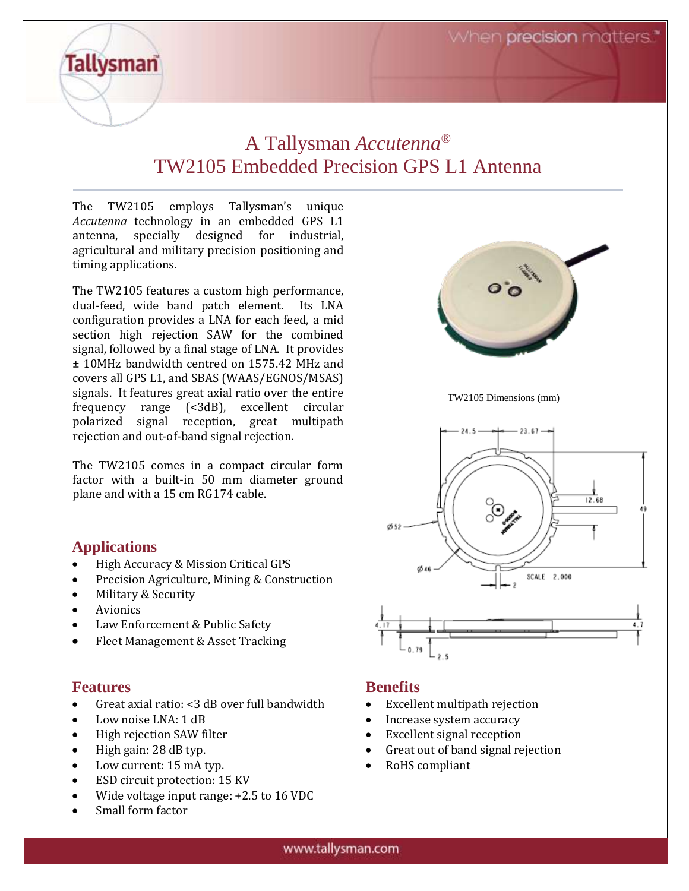# A Tallysman *Accutenna*®
# TW2105 Embedded Precision GPS L1 Antenna

The TW2105 employs Tallysman's unique *Accutenna* technology in an embedded GPS L1 antenna, specially designed for industrial, agricultural and military precision positioning and timing applications.

The TW2105 features a custom high performance, dual-feed, wide band patch element. Its LNA configuration provides a LNA for each feed, a mid section high rejection SAW for the combined signal, followed by a final stage of LNA. It provides ± 10MHz bandwidth centred on 1575.42 MHz and covers all GPS L1, and SBAS (WAAS/EGNOS/MSAS) signals. It features great axial ratio over the entire frequency range (<3dB), excellent circular polarized signal reception, great multipath rejection and out-of-band signal rejection.

The TW2105 comes in a compact circular form factor with a built-in 50 mm diameter ground plane and with a 15 cm RG174 cable.

TW2105 Dimensions (mm)

## Applications

- High Accuracy & Mission Critical GPS
- Precision Agriculture, Mining & Construction
- Military & Security
- Avionics
- Law Enforcement & Public Safety
- Fleet Management & Asset Tracking

## Features

- Great axial ratio: <3 dB over full bandwidth
- Low noise LNA: 1 dB
- High rejection SAW filter
- High gain: 28 dB typ.
- Low current: 15 mA typ.
- ESD circuit protection: 15 KV
- Wide voltage input range: +2.5 to 16 VDC
- Small form factor

## Benefits

- Excellent multipath rejection
- Increase system accuracy
- Excellent signal reception
- Great out of band signal rejection
- RoHS compliant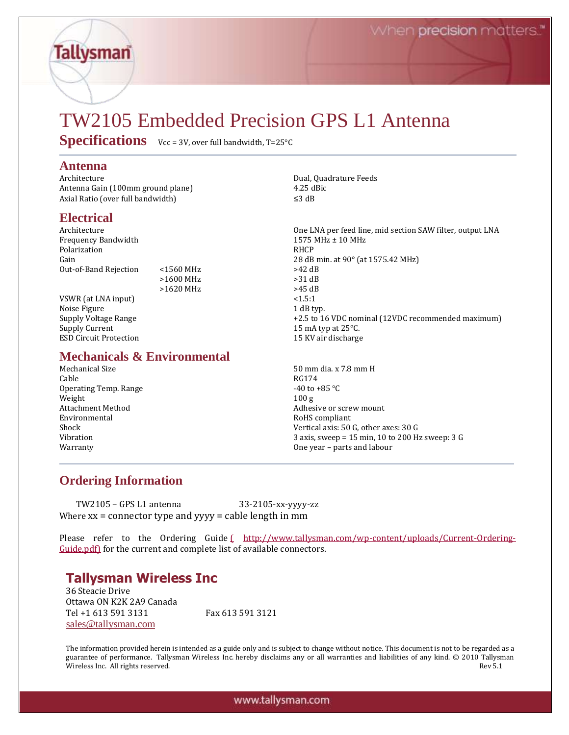# TW2105 Embedded Precision GPS L1 Antenna

## Specifications

Vcc = 3V, over full bandwidth, T=25°C

### Antenna

| | | |
|---|---|---|
| Architecture | | Dual, Quadrature Feeds |
| Antenna Gain (100mm ground plane) | | 4.25 dBic |
| Axial Ratio (over full bandwidth) | | ≤3 dB |

### Electrical

| | | |
|---|---|---|
| Architecture | | One LNA per feed line, mid section SAW filter, output LNA |
| Frequency Bandwidth | | 1575 MHz ± 10 MHz |
| Polarization | | RHCP |
| Gain | | 28 dB min. at 90° (at 1575.42 MHz) |
| Out-of-Band Rejection | <1560 MHz | >42 dB |
| | >1600 MHz | >31 dB |
| | >1620 MHz | >45 dB |
| VSWR (at LNA input) | | <1.5:1 |
| Noise Figure | | 1 dB typ. |
| Supply Voltage Range | | +2.5 to 16 VDC nominal (12VDC recommended maximum) |
| Supply Current | | 15 mA typ at 25°C. |
| ESD Circuit Protection | | 15 KV air discharge |

### Mechanicals & Environmental

| | |
|---|---|
| Mechanical Size | 50 mm dia. x 7.8 mm H |
| Cable | RG174 |
| Operating Temp. Range | -40 to +85 °C |
| Weight | 100 g |
| Attachment Method | Adhesive or screw mount |
| Environmental | RoHS compliant |
| Shock | Vertical axis: 50 G, other axes: 30 G |
| Vibration | 3 axis, sweep = 15 min, 10 to 200 Hz sweep: 3 G |
| Warranty | One year – parts and labour |

## Ordering Information

TW2105 – GPS L1 antenna 33-2105-xx-yyyy-zz

Where xx = connector type and yyyy = cable length in mm

Please refer to the Ordering Guide ( http://www.tallysman.com/wp-content/uploads/Current-Ordering-Guide.pdf) for the current and complete list of available connectors.

## Tallysman Wireless Inc

36 Steacie Drive
Ottawa ON K2K 2A9 Canada
Tel +1 613 591 3131 Fax 613 591 3121
sales@tallysman.com

The information provided herein is intended as a guide only and is subject to change without notice. This document is not to be regarded as a guarantee of performance. Tallysman Wireless Inc. hereby disclaims any or all warranties and liabilities of any kind. © 2010 Tallysman Wireless Inc. All rights reserved. Rev 5.1